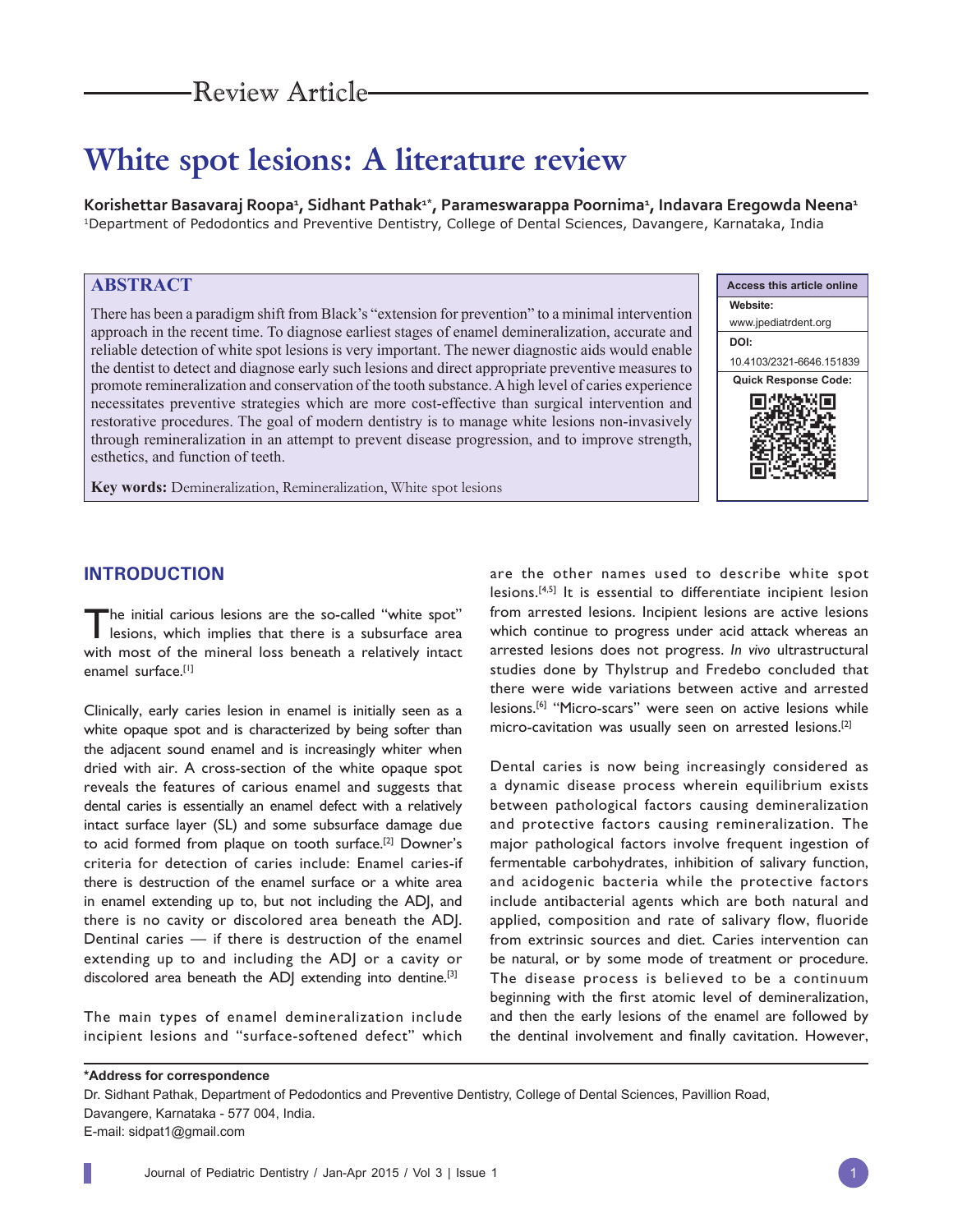Review Article

# White spot lesions: A literature review

**Korishettar Basavaraj Roopa[1], Sidhant Pathak[1*], Parameswarappa Poornima[1], Indavara Eregowda Neena[1]**
[1]Department of Pedodontics and Preventive Dentistry, College of Dental Sciences, Davangere, Karnataka, India

## ABSTRACT

There has been a paradigm shift from Black's "extension for prevention" to a minimal intervention approach in the recent time. To diagnose earliest stages of enamel demineralization, accurate and reliable detection of white spot lesions is very important. The newer diagnostic aids would enable the dentist to detect and diagnose early such lesions and direct appropriate preventive measures to promote remineralization and conservation of the tooth substance. A high level of caries experience necessitates preventive strategies which are more cost-effective than surgical intervention and restorative procedures. The goal of modern dentistry is to manage white lesions non-invasively through remineralization in an attempt to prevent disease progression, and to improve strength, esthetics, and function of teeth.

**Key words:** Demineralization, Remineralization, White spot lesions

Access this article online
Website: www.jpediatrdent.org
DOI: 10.4103/2321-6646.151839

## INTRODUCTION

The initial carious lesions are the so-called "white spot" lesions, which implies that there is a subsurface area with most of the mineral loss beneath a relatively intact enamel surface.[1]

Clinically, early caries lesion in enamel is initially seen as a white opaque spot and is characterized by being softer than the adjacent sound enamel and is increasingly whiter when dried with air. A cross-section of the white opaque spot reveals the features of carious enamel and suggests that dental caries is essentially an enamel defect with a relatively intact surface layer (SL) and some subsurface damage due to acid formed from plaque on tooth surface.[2] Downer's criteria for detection of caries include: Enamel caries-if there is destruction of the enamel surface or a white area in enamel extending up to, but not including the ADJ, and there is no cavity or discolored area beneath the ADJ. Dentinal caries — if there is destruction of the enamel extending up to and including the ADJ or a cavity or discolored area beneath the ADJ extending into dentine.[3]

The main types of enamel demineralization include incipient lesions and "surface-softened defect" which are the other names used to describe white spot lesions.[4,5] It is essential to differentiate incipient lesion from arrested lesions. Incipient lesions are active lesions which continue to progress under acid attack whereas an arrested lesions does not progress. *In vivo* ultrastructural studies done by Thylstrup and Fredebo concluded that there were wide variations between active and arrested lesions.[6] "Micro-scars" were seen on active lesions while micro-cavitation was usually seen on arrested lesions.[2]

Dental caries is now being increasingly considered as a dynamic disease process wherein equilibrium exists between pathological factors causing demineralization and protective factors causing remineralization. The major pathological factors involve frequent ingestion of fermentable carbohydrates, inhibition of salivary function, and acidogenic bacteria while the protective factors include antibacterial agents which are both natural and applied, composition and rate of salivary flow, fluoride from extrinsic sources and diet. Caries intervention can be natural, or by some mode of treatment or procedure. The disease process is believed to be a continuum beginning with the first atomic level of demineralization, and then the early lesions of the enamel are followed by the dentinal involvement and finally cavitation. However,

**\*Address for correspondence**
Dr. Sidhant Pathak, Department of Pedodontics and Preventive Dentistry, College of Dental Sciences, Pavillion Road, Davangere, Karnataka - 577 004, India.
E-mail: sidpat1@gmail.com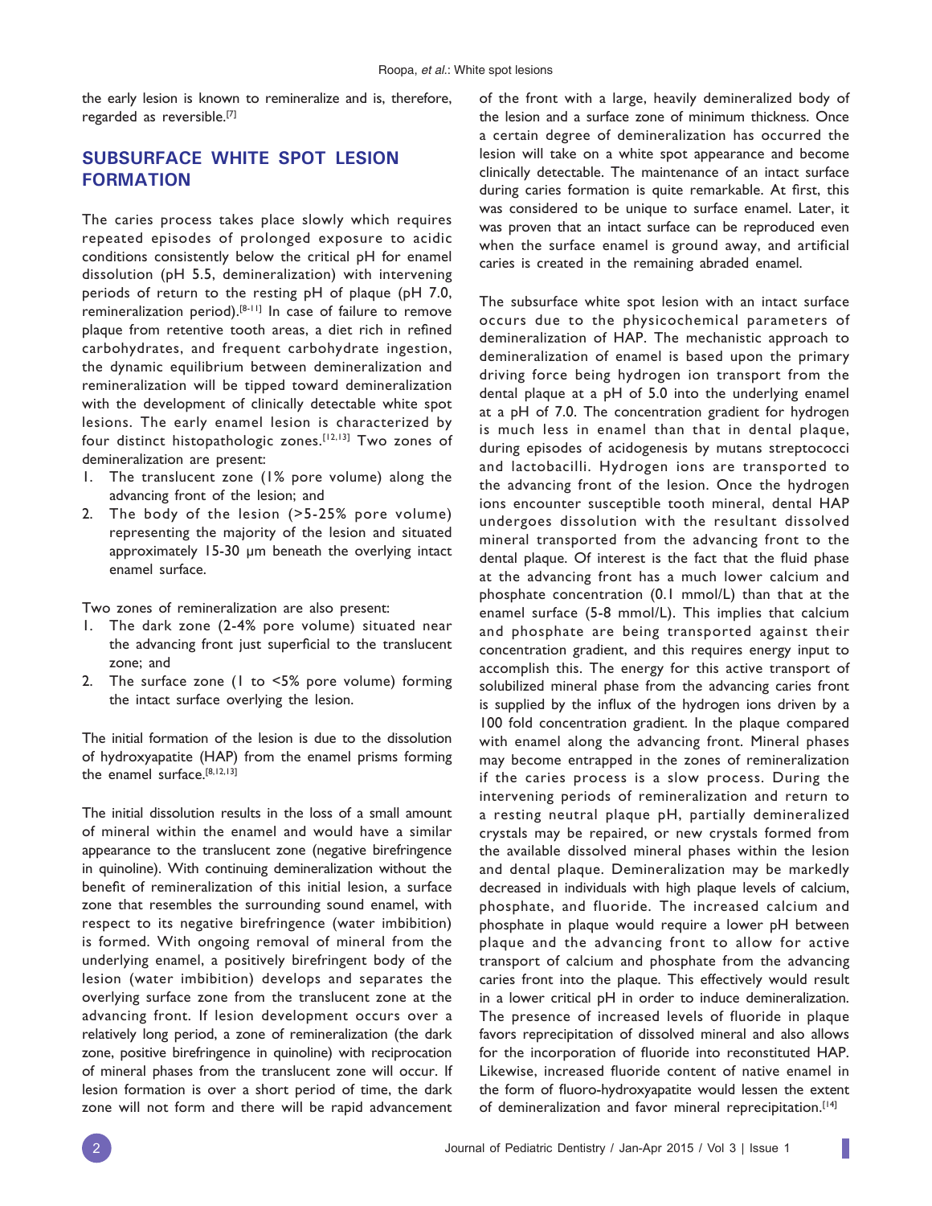the early lesion is known to remineralize and is, therefore, regarded as reversible.[7]

## SUBSURFACE WHITE SPOT LESION FORMATION

The caries process takes place slowly which requires repeated episodes of prolonged exposure to acidic conditions consistently below the critical pH for enamel dissolution (pH 5.5, demineralization) with intervening periods of return to the resting pH of plaque (pH 7.0, remineralization period).[8-11] In case of failure to remove plaque from retentive tooth areas, a diet rich in refined carbohydrates, and frequent carbohydrate ingestion, the dynamic equilibrium between demineralization and remineralization will be tipped toward demineralization with the development of clinically detectable white spot lesions. The early enamel lesion is characterized by four distinct histopathologic zones.[12,13] Two zones of demineralization are present:

1. The translucent zone (1% pore volume) along the advancing front of the lesion; and
2. The body of the lesion (>5-25% pore volume) representing the majority of the lesion and situated approximately 15-30 µm beneath the overlying intact enamel surface.

Two zones of remineralization are also present:

1. The dark zone (2-4% pore volume) situated near the advancing front just superficial to the translucent zone; and
2. The surface zone (1 to <5% pore volume) forming the intact surface overlying the lesion.

The initial formation of the lesion is due to the dissolution of hydroxyapatite (HAP) from the enamel prisms forming the enamel surface.[8,12,13]

The initial dissolution results in the loss of a small amount of mineral within the enamel and would have a similar appearance to the translucent zone (negative birefringence in quinoline). With continuing demineralization without the benefit of remineralization of this initial lesion, a surface zone that resembles the surrounding sound enamel, with respect to its negative birefringence (water imbibition) is formed. With ongoing removal of mineral from the underlying enamel, a positively birefringent body of the lesion (water imbibition) develops and separates the overlying surface zone from the translucent zone at the advancing front. If lesion development occurs over a relatively long period, a zone of remineralization (the dark zone, positive birefringence in quinoline) with reciprocation of mineral phases from the translucent zone will occur. If lesion formation is over a short period of time, the dark zone will not form and there will be rapid advancement of the front with a large, heavily demineralized body of the lesion and a surface zone of minimum thickness. Once a certain degree of demineralization has occurred the lesion will take on a white spot appearance and become clinically detectable. The maintenance of an intact surface during caries formation is quite remarkable. At first, this was considered to be unique to surface enamel. Later, it was proven that an intact surface can be reproduced even when the surface enamel is ground away, and artificial caries is created in the remaining abraded enamel.

The subsurface white spot lesion with an intact surface occurs due to the physicochemical parameters of demineralization of HAP. The mechanistic approach to demineralization of enamel is based upon the primary driving force being hydrogen ion transport from the dental plaque at a pH of 5.0 into the underlying enamel at a pH of 7.0. The concentration gradient for hydrogen is much less in enamel than that in dental plaque, during episodes of acidogenesis by mutans streptococci and lactobacilli. Hydrogen ions are transported to the advancing front of the lesion. Once the hydrogen ions encounter susceptible tooth mineral, dental HAP undergoes dissolution with the resultant dissolved mineral transported from the advancing front to the dental plaque. Of interest is the fact that the fluid phase at the advancing front has a much lower calcium and phosphate concentration (0.1 mmol/L) than that at the enamel surface (5-8 mmol/L). This implies that calcium and phosphate are being transported against their concentration gradient, and this requires energy input to accomplish this. The energy for this active transport of solubilized mineral phase from the advancing caries front is supplied by the influx of the hydrogen ions driven by a 100 fold concentration gradient. In the plaque compared with enamel along the advancing front. Mineral phases may become entrapped in the zones of remineralization if the caries process is a slow process. During the intervening periods of remineralization and return to a resting neutral plaque pH, partially demineralized crystals may be repaired, or new crystals formed from the available dissolved mineral phases within the lesion and dental plaque. Demineralization may be markedly decreased in individuals with high plaque levels of calcium, phosphate, and fluoride. The increased calcium and phosphate in plaque would require a lower pH between plaque and the advancing front to allow for active transport of calcium and phosphate from the advancing caries front into the plaque. This effectively would result in a lower critical pH in order to induce demineralization. The presence of increased levels of fluoride in plaque favors reprecipitation of dissolved mineral and also allows for the incorporation of fluoride into reconstituted HAP. Likewise, increased fluoride content of native enamel in the form of fluoro-hydroxyapatite would lessen the extent of demineralization and favor mineral reprecipitation.[14]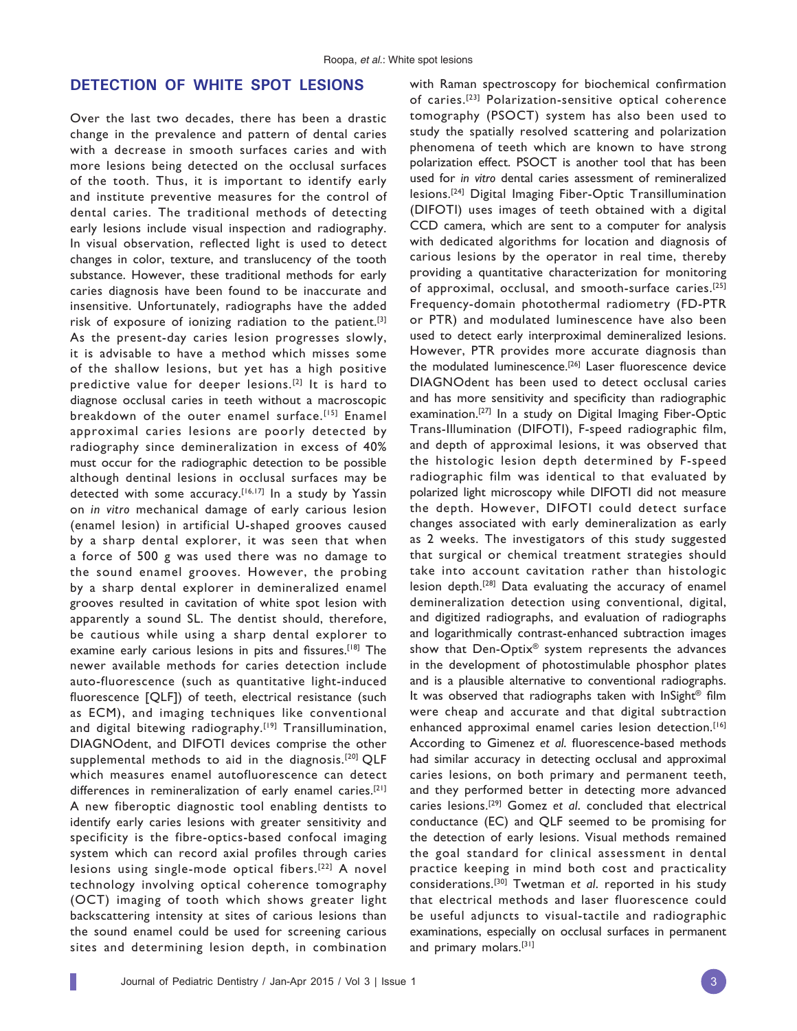## DETECTION OF WHITE SPOT LESIONS

Over the last two decades, there has been a drastic change in the prevalence and pattern of dental caries with a decrease in smooth surfaces caries and with more lesions being detected on the occlusal surfaces of the tooth. Thus, it is important to identify early and institute preventive measures for the control of dental caries. The traditional methods of detecting early lesions include visual inspection and radiography. In visual observation, reflected light is used to detect changes in color, texture, and translucency of the tooth substance. However, these traditional methods for early caries diagnosis have been found to be inaccurate and insensitive. Unfortunately, radiographs have the added risk of exposure of ionizing radiation to the patient.[3] As the present-day caries lesion progresses slowly, it is advisable to have a method which misses some of the shallow lesions, but yet has a high positive predictive value for deeper lesions.[2] It is hard to diagnose occlusal caries in teeth without a macroscopic breakdown of the outer enamel surface.[15] Enamel approximal caries lesions are poorly detected by radiography since demineralization in excess of 40% must occur for the radiographic detection to be possible although dentinal lesions in occlusal surfaces may be detected with some accuracy.[16,17] In a study by Yassin on *in vitro* mechanical damage of early carious lesion (enamel lesion) in artificial U-shaped grooves caused by a sharp dental explorer, it was seen that when a force of 500 g was used there was no damage to the sound enamel grooves. However, the probing by a sharp dental explorer in demineralized enamel grooves resulted in cavitation of white spot lesion with apparently a sound SL. The dentist should, therefore, be cautious while using a sharp dental explorer to examine early carious lesions in pits and fissures.[18] The newer available methods for caries detection include auto-fluorescence (such as quantitative light-induced fluorescence [QLF]) of teeth, electrical resistance (such as ECM), and imaging techniques like conventional and digital bitewing radiography.[19] Transillumination, DIAGNOdent, and DIFOTI devices comprise the other supplemental methods to aid in the diagnosis.[20] QLF which measures enamel autofluorescence can detect differences in remineralization of early enamel caries.[21] A new fiberoptic diagnostic tool enabling dentists to identify early caries lesions with greater sensitivity and specificity is the fibre-optics-based confocal imaging system which can record axial profiles through caries lesions using single-mode optical fibers.[22] A novel technology involving optical coherence tomography (OCT) imaging of tooth which shows greater light backscattering intensity at sites of carious lesions than the sound enamel could be used for screening carious sites and determining lesion depth, in combination with Raman spectroscopy for biochemical confirmation of caries.[23] Polarization-sensitive optical coherence tomography (PSOCT) system has also been used to study the spatially resolved scattering and polarization phenomena of teeth which are known to have strong polarization effect. PSOCT is another tool that has been used for *in vitro* dental caries assessment of remineralized lesions.[24] Digital Imaging Fiber-Optic Transillumination (DIFOTI) uses images of teeth obtained with a digital CCD camera, which are sent to a computer for analysis with dedicated algorithms for location and diagnosis of carious lesions by the operator in real time, thereby providing a quantitative characterization for monitoring of approximal, occlusal, and smooth-surface caries.[25] Frequency-domain photothermal radiometry (FD-PTR or PTR) and modulated luminescence have also been used to detect early interproximal demineralized lesions. However, PTR provides more accurate diagnosis than the modulated luminescence.[26] Laser fluorescence device DIAGNOdent has been used to detect occlusal caries and has more sensitivity and specificity than radiographic examination.[27] In a study on Digital Imaging Fiber-Optic Trans-Illumination (DIFOTI), F-speed radiographic film, and depth of approximal lesions, it was observed that the histologic lesion depth determined by F-speed radiographic film was identical to that evaluated by polarized light microscopy while DIFOTI did not measure the depth. However, DIFOTI could detect surface changes associated with early demineralization as early as 2 weeks. The investigators of this study suggested that surgical or chemical treatment strategies should take into account cavitation rather than histologic lesion depth.[28] Data evaluating the accuracy of enamel demineralization detection using conventional, digital, and digitized radiographs, and evaluation of radiographs and logarithmically contrast-enhanced subtraction images show that Den-Optix® system represents the advances in the development of photostimulable phosphor plates and is a plausible alternative to conventional radiographs. It was observed that radiographs taken with InSight® film were cheap and accurate and that digital subtraction enhanced approximal enamel caries lesion detection.[16] According to Gimenez *et al*. fluorescence-based methods had similar accuracy in detecting occlusal and approximal caries lesions, on both primary and permanent teeth, and they performed better in detecting more advanced caries lesions.[29] Gomez *et al*. concluded that electrical conductance (EC) and QLF seemed to be promising for the detection of early lesions. Visual methods remained the goal standard for clinical assessment in dental practice keeping in mind both cost and practicality considerations.[30] Twetman *et al*. reported in his study that electrical methods and laser fluorescence could be useful adjuncts to visual-tactile and radiographic examinations, especially on occlusal surfaces in permanent and primary molars.[31]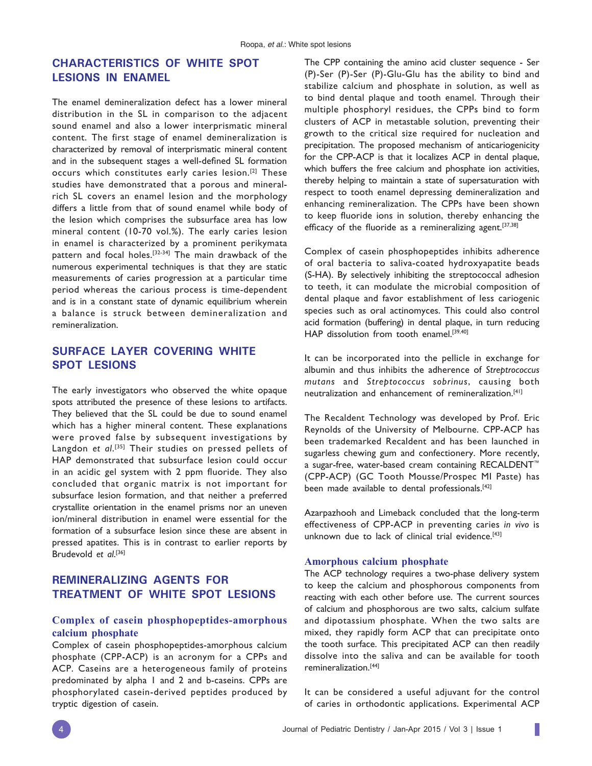## CHARACTERISTICS OF WHITE SPOT LESIONS IN ENAMEL

The enamel demineralization defect has a lower mineral distribution in the SL in comparison to the adjacent sound enamel and also a lower interprismatic mineral content. The first stage of enamel demineralization is characterized by removal of interprismatic mineral content and in the subsequent stages a well-defined SL formation occurs which constitutes early caries lesion.[2] These studies have demonstrated that a porous and mineral-rich SL covers an enamel lesion and the morphology differs a little from that of sound enamel while body of the lesion which comprises the subsurface area has low mineral content (10-70 vol.%). The early caries lesion in enamel is characterized by a prominent perikymata pattern and focal holes.[32-34] The main drawback of the numerous experimental techniques is that they are static measurements of caries progression at a particular time period whereas the carious process is time-dependent and is in a constant state of dynamic equilibrium wherein a balance is struck between demineralization and remineralization.

## SURFACE LAYER COVERING WHITE SPOT LESIONS

The early investigators who observed the white opaque spots attributed the presence of these lesions to artifacts. They believed that the SL could be due to sound enamel which has a higher mineral content. These explanations were proved false by subsequent investigations by Langdon *et al*.[35] Their studies on pressed pellets of HAP demonstrated that subsurface lesion could occur in an acidic gel system with 2 ppm fluoride. They also concluded that organic matrix is not important for subsurface lesion formation, and that neither a preferred crystallite orientation in the enamel prisms nor an uneven ion/mineral distribution in enamel were essential for the formation of a subsurface lesion since these are absent in pressed apatites. This is in contrast to earlier reports by Brudevold *et al*.[36]

## REMINERALIZING AGENTS FOR TREATMENT OF WHITE SPOT LESIONS

### Complex of casein phosphopeptides-amorphous calcium phosphate

Complex of casein phosphopeptides-amorphous calcium phosphate (CPP-ACP) is an acronym for a CPPs and ACP. Caseins are a heterogeneous family of proteins predominated by alpha 1 and 2 and b-caseins. CPPs are phosphorylated casein-derived peptides produced by tryptic digestion of casein.

The CPP containing the amino acid cluster sequence - Ser (P)-Ser (P)-Ser (P)-Glu-Glu has the ability to bind and stabilize calcium and phosphate in solution, as well as to bind dental plaque and tooth enamel. Through their multiple phosphoryl residues, the CPPs bind to form clusters of ACP in metastable solution, preventing their growth to the critical size required for nucleation and precipitation. The proposed mechanism of anticariogenicity for the CPP-ACP is that it localizes ACP in dental plaque, which buffers the free calcium and phosphate ion activities, thereby helping to maintain a state of supersaturation with respect to tooth enamel depressing demineralization and enhancing remineralization. The CPPs have been shown to keep fluoride ions in solution, thereby enhancing the efficacy of the fluoride as a remineralizing agent.[37,38]

Complex of casein phosphopeptides inhibits adherence of oral bacteria to saliva-coated hydroxyapatite beads (S-HA). By selectively inhibiting the streptococcal adhesion to teeth, it can modulate the microbial composition of dental plaque and favor establishment of less cariogenic species such as oral actinomyces. This could also control acid formation (buffering) in dental plaque, in turn reducing HAP dissolution from tooth enamel.[39,40]

It can be incorporated into the pellicle in exchange for albumin and thus inhibits the adherence of *Streptococcus mutans* and *Streptococcus sobrinus*, causing both neutralization and enhancement of remineralization.[41]

The Recaldent Technology was developed by Prof. Eric Reynolds of the University of Melbourne. CPP-ACP has been trademarked Recaldent and has been launched in sugarless chewing gum and confectionery. More recently, a sugar-free, water-based cream containing RECALDENT™ (CPP-ACP) (GC Tooth Mousse/Prospec MI Paste) has been made available to dental professionals.[42]

Azarpazhooh and Limeback concluded that the long-term effectiveness of CPP-ACP in preventing caries *in vivo* is unknown due to lack of clinical trial evidence.[43]

### Amorphous calcium phosphate

The ACP technology requires a two-phase delivery system to keep the calcium and phosphorous components from reacting with each other before use. The current sources of calcium and phosphorous are two salts, calcium sulfate and dipotassium phosphate. When the two salts are mixed, they rapidly form ACP that can precipitate onto the tooth surface. This precipitated ACP can then readily dissolve into the saliva and can be available for tooth remineralization.[44]

It can be considered a useful adjuvant for the control of caries in orthodontic applications. Experimental ACP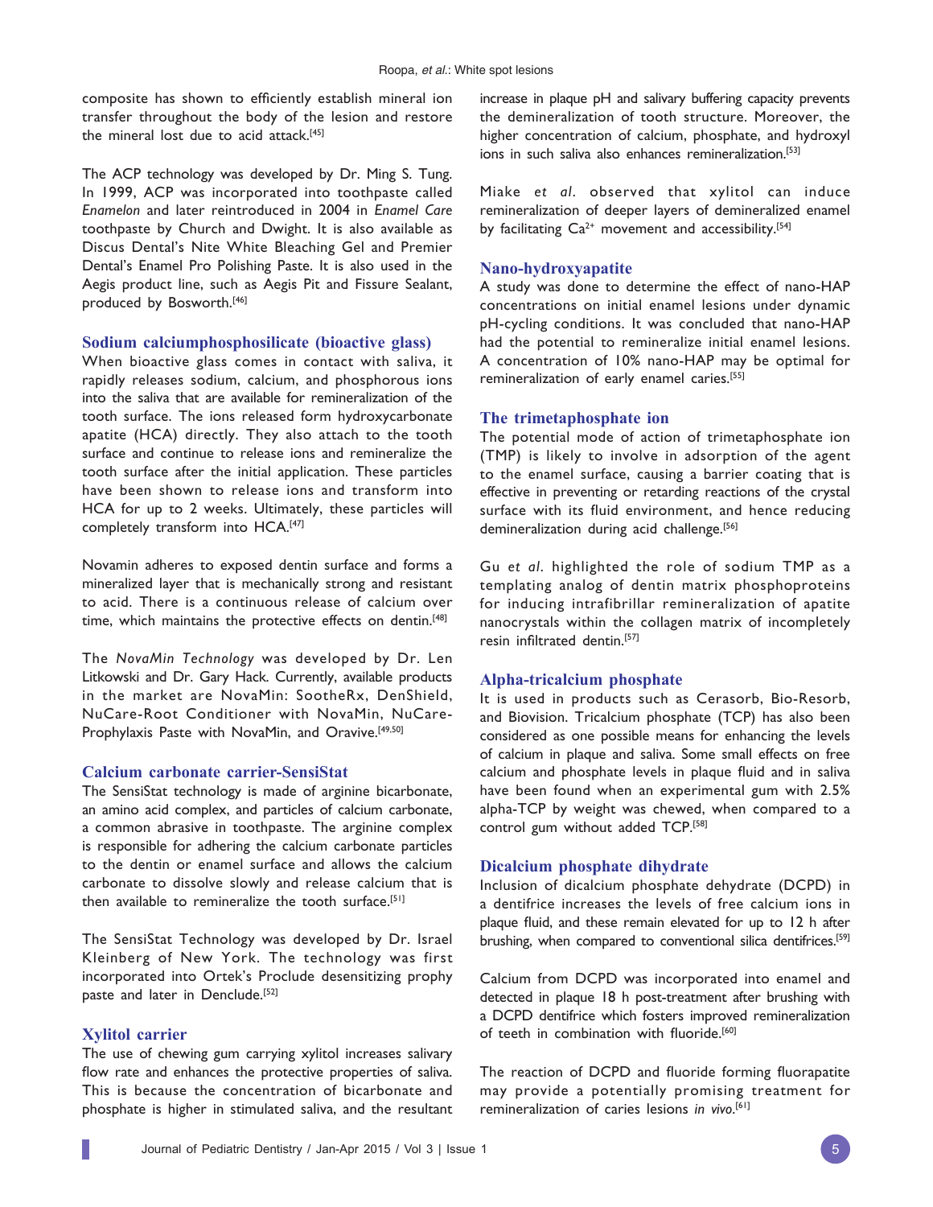composite has shown to efficiently establish mineral ion transfer throughout the body of the lesion and restore the mineral lost due to acid attack.[45]

The ACP technology was developed by Dr. Ming S. Tung. In 1999, ACP was incorporated into toothpaste called *Enamelon* and later reintroduced in 2004 in *Enamel Care* toothpaste by Church and Dwight. It is also available as Discus Dental's Nite White Bleaching Gel and Premier Dental's Enamel Pro Polishing Paste. It is also used in the Aegis product line, such as Aegis Pit and Fissure Sealant, produced by Bosworth.[46]

## Sodium calciumphosphosilicate (bioactive glass)

When bioactive glass comes in contact with saliva, it rapidly releases sodium, calcium, and phosphorous ions into the saliva that are available for remineralization of the tooth surface. The ions released form hydroxycarbonate apatite (HCA) directly. They also attach to the tooth surface and continue to release ions and remineralize the tooth surface after the initial application. These particles have been shown to release ions and transform into HCA for up to 2 weeks. Ultimately, these particles will completely transform into HCA.[47]

Novamin adheres to exposed dentin surface and forms a mineralized layer that is mechanically strong and resistant to acid. There is a continuous release of calcium over time, which maintains the protective effects on dentin.[48]

The *NovaMin Technology* was developed by Dr. Len Litkowski and Dr. Gary Hack. Currently, available products in the market are NovaMin: SootheRx, DenShield, NuCare-Root Conditioner with NovaMin, NuCare-Prophylaxis Paste with NovaMin, and Oravive.[49,50]

## Calcium carbonate carrier-SensiStat

The SensiStat technology is made of arginine bicarbonate, an amino acid complex, and particles of calcium carbonate, a common abrasive in toothpaste. The arginine complex is responsible for adhering the calcium carbonate particles to the dentin or enamel surface and allows the calcium carbonate to dissolve slowly and release calcium that is then available to remineralize the tooth surface.[51]

The SensiStat Technology was developed by Dr. Israel Kleinberg of New York. The technology was first incorporated into Ortek's Proclude desensitizing prophy paste and later in Denclude.[52]

## Xylitol carrier

The use of chewing gum carrying xylitol increases salivary flow rate and enhances the protective properties of saliva. This is because the concentration of bicarbonate and phosphate is higher in stimulated saliva, and the resultant increase in plaque pH and salivary buffering capacity prevents the demineralization of tooth structure. Moreover, the higher concentration of calcium, phosphate, and hydroxyl ions in such saliva also enhances remineralization.[53]

Miake *et al*. observed that xylitol can induce remineralization of deeper layers of demineralized enamel by facilitating $Ca^{2+}$ movement and accessibility.[54]

## Nano-hydroxyapatite

A study was done to determine the effect of nano-HAP concentrations on initial enamel lesions under dynamic pH-cycling conditions. It was concluded that nano-HAP had the potential to remineralize initial enamel lesions. A concentration of 10% nano-HAP may be optimal for remineralization of early enamel caries.[55]

## The trimetaphosphate ion

The potential mode of action of trimetaphosphate ion (TMP) is likely to involve in adsorption of the agent to the enamel surface, causing a barrier coating that is effective in preventing or retarding reactions of the crystal surface with its fluid environment, and hence reducing demineralization during acid challenge.[56]

Gu *et al*. highlighted the role of sodium TMP as a templating analog of dentin matrix phosphoproteins for inducing intrafibrillar remineralization of apatite nanocrystals within the collagen matrix of incompletely resin infiltrated dentin.[57]

## Alpha-tricalcium phosphate

It is used in products such as Cerasorb, Bio-Resorb, and Biovision. Tricalcium phosphate (TCP) has also been considered as one possible means for enhancing the levels of calcium in plaque and saliva. Some small effects on free calcium and phosphate levels in plaque fluid and in saliva have been found when an experimental gum with 2.5% alpha-TCP by weight was chewed, when compared to a control gum without added TCP.[58]

## Dicalcium phosphate dihydrate

Inclusion of dicalcium phosphate dehydrate (DCPD) in a dentifrice increases the levels of free calcium ions in plaque fluid, and these remain elevated for up to 12 h after brushing, when compared to conventional silica dentifrices.[59]

Calcium from DCPD was incorporated into enamel and detected in plaque 18 h post-treatment after brushing with a DCPD dentifrice which fosters improved remineralization of teeth in combination with fluoride.[60]

The reaction of DCPD and fluoride forming fluorapatite may provide a potentially promising treatment for remineralization of caries lesions *in vivo*.[61]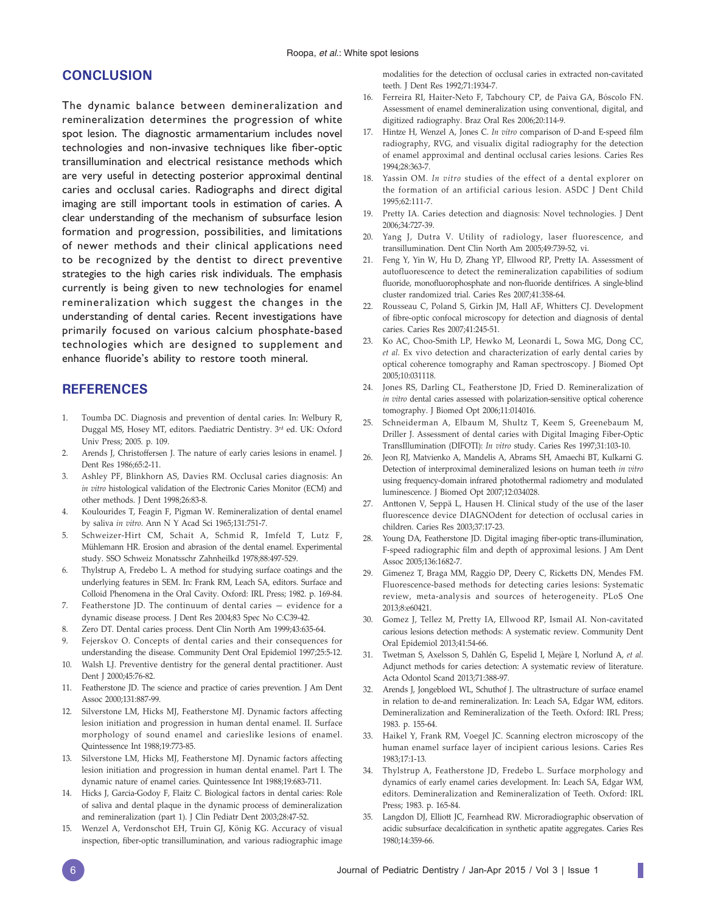## CONCLUSION

The dynamic balance between demineralization and remineralization determines the progression of white spot lesion. The diagnostic armamentarium includes novel technologies and non-invasive techniques like fiber-optic transillumination and electrical resistance methods which are very useful in detecting posterior approximal dentinal caries and occlusal caries. Radiographs and direct digital imaging are still important tools in estimation of caries. A clear understanding of the mechanism of subsurface lesion formation and progression, possibilities, and limitations of newer methods and their clinical applications need to be recognized by the dentist to direct preventive strategies to the high caries risk individuals. The emphasis currently is being given to new technologies for enamel remineralization which suggest the changes in the understanding of dental caries. Recent investigations have primarily focused on various calcium phosphate-based technologies which are designed to supplement and enhance fluoride's ability to restore tooth mineral.

## REFERENCES

1. Toumba DC. Diagnosis and prevention of dental caries. In: Welbury R, Duggal MS, Hosey MT, editors. Paediatric Dentistry. 3rd ed. UK: Oxford Univ Press; 2005. p. 109.
2. Arends J, Christoffersen J. The nature of early caries lesions in enamel. J Dent Res 1986;65:2-11.
3. Ashley PF, Blinkhorn AS, Davies RM. Occlusal caries diagnosis: An *in vitro* histological validation of the Electronic Caries Monitor (ECM) and other methods. J Dent 1998;26:83-8.
4. Koulourides T, Feagin F, Pigman W. Remineralization of dental enamel by saliva *in vitro*. Ann N Y Acad Sci 1965;131:751-7.
5. Schweizer-Hirt CM, Schait A, Schmid R, Imfeld T, Lutz F, Mühlemann HR. Erosion and abrasion of the dental enamel. Experimental study. SSO Schweiz Monatsschr Zahnheilkd 1978;88:497-529.
6. Thylstrup A, Fredebo L. A method for studying surface coatings and the underlying features in SEM. In: Frank RM, Leach SA, editors. Surface and Colloid Phenomena in the Oral Cavity. Oxford: IRL Press; 1982. p. 169-84.
7. Featherstone JD. The continuum of dental caries — evidence for a dynamic disease process. J Dent Res 2004;83 Spec No C:C39-42.
8. Zero DT. Dental caries process. Dent Clin North Am 1999;43:635-64.
9. Fejerskov O. Concepts of dental caries and their consequences for understanding the disease. Community Dent Oral Epidemiol 1997;25:5-12.
10. Walsh LJ. Preventive dentistry for the general dental practitioner. Aust Dent J 2000;45:76-82.
11. Featherstone JD. The science and practice of caries prevention. J Am Dent Assoc 2000;131:887-99.
12. Silverstone LM, Hicks MJ, Featherstone MJ. Dynamic factors affecting lesion initiation and progression in human dental enamel. II. Surface morphology of sound enamel and carieslike lesions of enamel. Quintessence Int 1988;19:773-85.
13. Silverstone LM, Hicks MJ, Featherstone MJ. Dynamic factors affecting lesion initiation and progression in human dental enamel. Part I. The dynamic nature of enamel caries. Quintessence Int 1988;19:683-711.
14. Hicks J, Garcia-Godoy F, Flaitz C. Biological factors in dental caries: Role of saliva and dental plaque in the dynamic process of demineralization and remineralization (part 1). J Clin Pediatr Dent 2003;28:47-52.
15. Wenzel A, Verdonschot EH, Truin GJ, König KG. Accuracy of visual inspection, fiber-optic transillumination, and various radiographic image modalities for the detection of occlusal caries in extracted non-cavitated teeth. J Dent Res 1992;71:1934-7.
16. Ferreira RI, Haiter-Neto F, Tabchoury CP, de Paiva GA, Bóscolo FN. Assessment of enamel demineralization using conventional, digital, and digitized radiography. Braz Oral Res 2006;20:114-9.
17. Hintze H, Wenzel A, Jones C. *In vitro* comparison of D-and E-speed film radiography, RVG, and visualix digital radiography for the detection of enamel approximal and dentinal occlusal caries lesions. Caries Res 1994;28:363-7.
18. Yassin OM. *In vitro* studies of the effect of a dental explorer on the formation of an artificial carious lesion. ASDC J Dent Child 1995;62:111-7.
19. Pretty IA. Caries detection and diagnosis: Novel technologies. J Dent 2006;34:727-39.
20. Yang J, Dutra V. Utility of radiology, laser fluorescence, and transillumination. Dent Clin North Am 2005;49:739-52, vi.
21. Feng Y, Yin W, Hu D, Zhang YP, Ellwood RP, Pretty IA. Assessment of autofluorescence to detect the remineralization capabilities of sodium fluoride, monofluorophosphate and non-fluoride dentifrices. A single-blind cluster randomized trial. Caries Res 2007;41:358-64.
22. Rousseau C, Poland S, Girkin JM, Hall AF, Whitters CJ. Development of fibre-optic confocal microscopy for detection and diagnosis of dental caries. Caries Res 2007;41:245-51.
23. Ko AC, Choo-Smith LP, Hewko M, Leonardi L, Sowa MG, Dong CC, *et al.* Ex vivo detection and characterization of early dental caries by optical coherence tomography and Raman spectroscopy. J Biomed Opt 2005;10:031118.
24. Jones RS, Darling CL, Featherstone JD, Fried D. Remineralization of *in vitro* dental caries assessed with polarization-sensitive optical coherence tomography. J Biomed Opt 2006;11:014016.
25. Schneiderman A, Elbaum M, Shultz T, Keem S, Greenebaum M, Driller J. Assessment of dental caries with Digital Imaging Fiber-Optic TransIllumination (DIFOTI): *In vitro* study. Caries Res 1997;31:103-10.
26. Jeon RJ, Matvienko A, Mandelis A, Abrams SH, Amaechi BT, Kulkarni G. Detection of interproximal demineralized lesions on human teeth *in vitro* using frequency-domain infrared photothermal radiometry and modulated luminescence. J Biomed Opt 2007;12:034028.
27. Anttonen V, Seppä L, Hausen H. Clinical study of the use of the laser fluorescence device DIAGNOdent for detection of occlusal caries in children. Caries Res 2003;37:17-23.
28. Young DA, Featherstone JD. Digital imaging fiber-optic trans-illumination, F-speed radiographic film and depth of approximal lesions. J Am Dent Assoc 2005;136:1682-7.
29. Gimenez T, Braga MM, Raggio DP, Deery C, Ricketts DN, Mendes FM. Fluorescence-based methods for detecting caries lesions: Systematic review, meta-analysis and sources of heterogeneity. PLoS One 2013;8:e60421.
30. Gomez J, Tellez M, Pretty IA, Ellwood RP, Ismail AI. Non-cavitated carious lesions detection methods: A systematic review. Community Dent Oral Epidemiol 2013;41:54-66.
31. Twetman S, Axelsson S, Dahlén G, Espelid I, Mejàre I, Norlund A, *et al.* Adjunct methods for caries detection: A systematic review of literature. Acta Odontol Scand 2013;71:388-97.
32. Arends J, Jongebloed WL, Schuthof J. The ultrastructure of surface enamel in relation to de-and remineralization. In: Leach SA, Edgar WM, editors. Demineralization and Remineralization of the Teeth. Oxford: IRL Press; 1983. p. 155-64.
33. Haikel Y, Frank RM, Voegel JC. Scanning electron microscopy of the human enamel surface layer of incipient carious lesions. Caries Res 1983;17:1-13.
34. Thylstrup A, Featherstone JD, Fredebo L. Surface morphology and dynamics of early enamel caries development. In: Leach SA, Edgar WM, editors. Demineralization and Remineralization of Teeth. Oxford: IRL Press; 1983. p. 165-84.
35. Langdon DJ, Elliott JC, Fearnhead RW. Microradiographic observation of acidic subsurface decalcification in synthetic apatite aggregates. Caries Res 1980;14:359-66.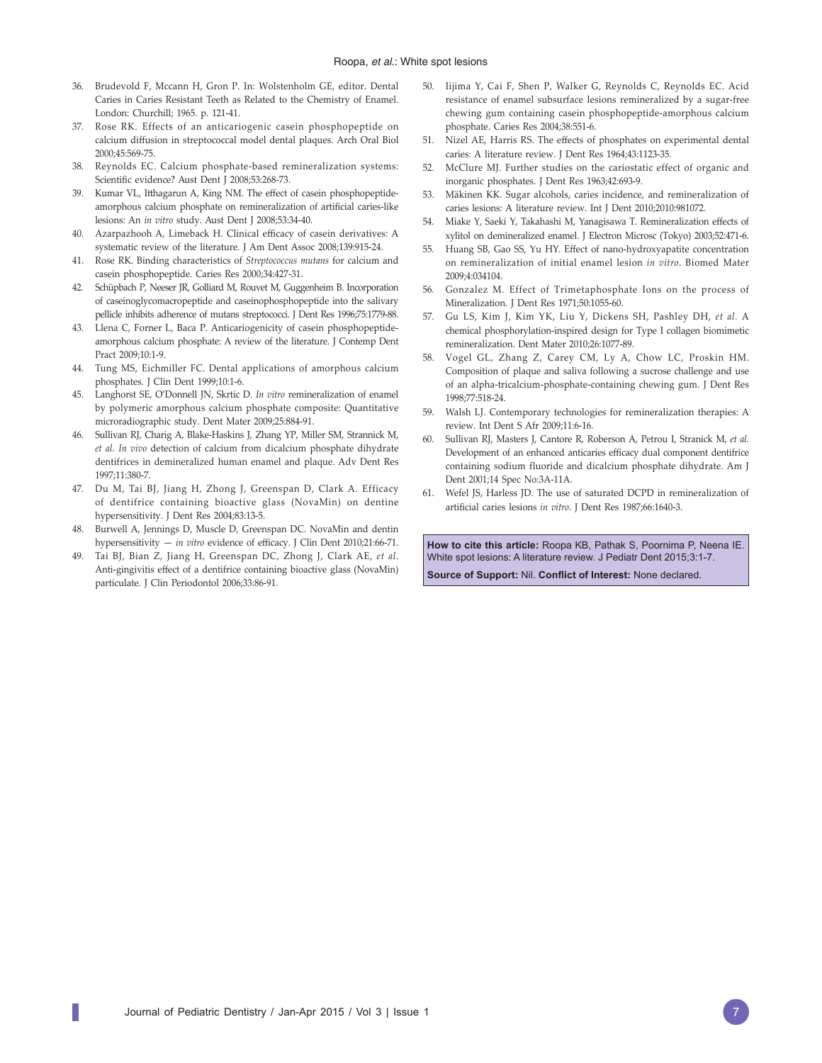36. Brudevold F, Mccann H, Gron P. In: Wolstenholm GE, editor. Dental Caries in Caries Resistant Teeth as Related to the Chemistry of Enamel. London: Churchill; 1965. p. 121-41.
37. Rose RK. Effects of an anticariogenic casein phosphopeptide on calcium diffusion in streptococcal model dental plaques. Arch Oral Biol 2000;45:569-75.
38. Reynolds EC. Calcium phosphate-based remineralization systems: Scientific evidence? Aust Dent J 2008;53:268-73.
39. Kumar VL, Itthagarun A, King NM. The effect of casein phosphopeptide-amorphous calcium phosphate on remineralization of artificial caries-like lesions: An *in vitro* study. Aust Dent J 2008;53:34-40.
40. Azarpazhooh A, Limeback H. Clinical efficacy of casein derivatives: A systematic review of the literature. J Am Dent Assoc 2008;139:915-24.
41. Rose RK. Binding characteristics of *Streptococcus mutans* for calcium and casein phosphopeptide. Caries Res 2000;34:427-31.
42. Schüpbach P, Neeser JR, Golliard M, Rouvet M, Guggenheim B. Incorporation of caseinoglycomacropeptide and caseinophosphopeptide into the salivary pellicle inhibits adherence of mutans streptococci. J Dent Res 1996;75:1779-88.
43. Llena C, Forner L, Baca P. Anticariogenicity of casein phosphopeptide-amorphous calcium phosphate: A review of the literature. J Contemp Dent Pract 2009;10:1-9.
44. Tung MS, Eichmiller FC. Dental applications of amorphous calcium phosphates. J Clin Dent 1999;10:1-6.
45. Langhorst SE, O'Donnell JN, Skrtic D. *In vitro* remineralization of enamel by polymeric amorphous calcium phosphate composite: Quantitative microradiographic study. Dent Mater 2009;25:884-91.
46. Sullivan RJ, Charig A, Blake-Haskins J, Zhang YP, Miller SM, Strannick M, *et al. In vivo* detection of calcium from dicalcium phosphate dihydrate dentifrices in demineralized human enamel and plaque. Adv Dent Res 1997;11:380-7.
47. Du M, Tai BJ, Jiang H, Zhong J, Greenspan D, Clark A. Efficacy of dentifrice containing bioactive glass (NovaMin) on dentine hypersensitivity. J Dent Res 2004;83:13-5.
48. Burwell A, Jennings D, Muscle D, Greenspan DC. NovaMin and dentin hypersensitivity — *in vitro* evidence of efficacy. J Clin Dent 2010;21:66-71.
49. Tai BJ, Bian Z, Jiang H, Greenspan DC, Zhong J, Clark AE, *et al.* Anti-gingivitis effect of a dentifrice containing bioactive glass (NovaMin) particulate. J Clin Periodontol 2006;33:86-91.
50. Iijima Y, Cai F, Shen P, Walker G, Reynolds C, Reynolds EC. Acid resistance of enamel subsurface lesions remineralized by a sugar-free chewing gum containing casein phosphopeptide-amorphous calcium phosphate. Caries Res 2004;38:551-6.
51. Nizel AE, Harris RS. The effects of phosphates on experimental dental caries: A literature review. J Dent Res 1964;43:1123-35.
52. McClure MJ. Further studies on the cariostatic effect of organic and inorganic phosphates. J Dent Res 1963;42:693-9.
53. Mäkinen KK. Sugar alcohols, caries incidence, and remineralization of caries lesions: A literature review. Int J Dent 2010;2010:981072.
54. Miake Y, Saeki Y, Takahashi M, Yanagisawa T. Remineralization effects of xylitol on demineralized enamel. J Electron Microsc (Tokyo) 2003;52:471-6.
55. Huang SB, Gao SS, Yu HY. Effect of nano-hydroxyapatite concentration on remineralization of initial enamel lesion *in vitro*. Biomed Mater 2009;4:034104.
56. Gonzalez M. Effect of Trimetaphosphate Ions on the process of Mineralization. J Dent Res 1971;50:1055-60.
57. Gu LS, Kim J, Kim YK, Liu Y, Dickens SH, Pashley DH, *et al.* A chemical phosphorylation-inspired design for Type I collagen biomimetic remineralization. Dent Mater 2010;26:1077-89.
58. Vogel GL, Zhang Z, Carey CM, Ly A, Chow LC, Proskin HM. Composition of plaque and saliva following a sucrose challenge and use of an alpha-tricalcium-phosphate-containing chewing gum. J Dent Res 1998;77:518-24.
59. Walsh LJ. Contemporary technologies for remineralization therapies: A review. Int Dent S Afr 2009;11:6-16.
60. Sullivan RJ, Masters J, Cantore R, Roberson A, Petrou I, Stranick M, *et al.* Development of an enhanced anticaries efficacy dual component dentifrice containing sodium fluoride and dicalcium phosphate dihydrate. Am J Dent 2001;14 Spec No:3A-11A.
61. Wefel JS, Harless JD. The use of saturated DCPD in remineralization of artificial caries lesions *in vitro*. J Dent Res 1987;66:1640-3.

**How to cite this article:** Roopa KB, Pathak S, Poornima P, Neena IE. White spot lesions: A literature review. J Pediatr Dent 2015;3:1-7.

**Source of Support:** Nil. **Conflict of Interest:** None declared.